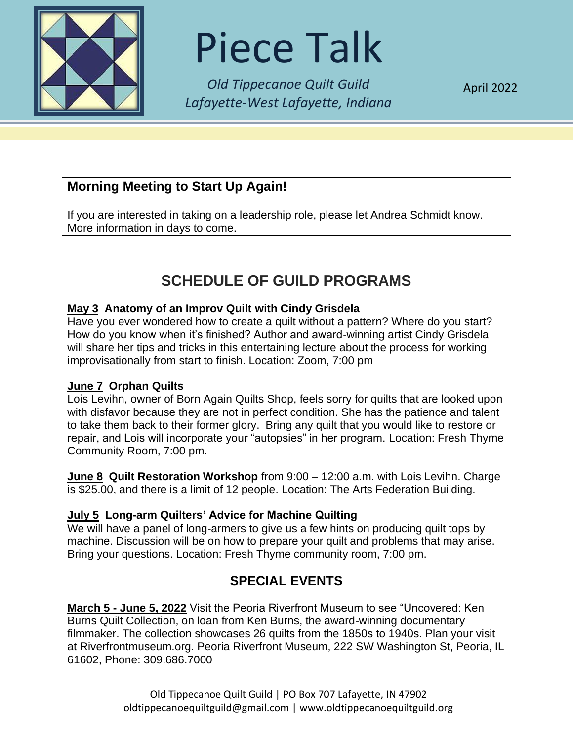# Piece Talk

*Old Tippecanoe Quilt Guild*
*Lafayette-West Lafayette, Indiana*

April 2022

**Morning Meeting to Start Up Again!**

If you are interested in taking on a leadership role, please let Andrea Schmidt know. More information in days to come.

## SCHEDULE OF GUILD PROGRAMS

**May 3 Anatomy of an Improv Quilt with Cindy Grisdela**
Have you ever wondered how to create a quilt without a pattern? Where do you start? How do you know when it's finished? Author and award-winning artist Cindy Grisdela will share her tips and tricks in this entertaining lecture about the process for working improvisationally from start to finish. Location: Zoom, 7:00 pm

**June 7 Orphan Quilts**
Lois Levihn, owner of Born Again Quilts Shop, feels sorry for quilts that are looked upon with disfavor because they are not in perfect condition. She has the patience and talent to take them back to their former glory. Bring any quilt that you would like to restore or repair, and Lois will incorporate your "autopsies" in her program. Location: Fresh Thyme Community Room, 7:00 pm.

**June 8 Quilt Restoration Workshop** from 9:00 – 12:00 a.m. with Lois Levihn. Charge is $25.00, and there is a limit of 12 people. Location: The Arts Federation Building.

**July 5 Long-arm Quilters' Advice for Machine Quilting**
We will have a panel of long-armers to give us a few hints on producing quilt tops by machine. Discussion will be on how to prepare your quilt and problems that may arise. Bring your questions. Location: Fresh Thyme community room, 7:00 pm.

## SPECIAL EVENTS

**March 5 - June 5, 2022** Visit the Peoria Riverfront Museum to see "Uncovered: Ken Burns Quilt Collection, on loan from Ken Burns, the award-winning documentary filmmaker. The collection showcases 26 quilts from the 1850s to 1940s. Plan your visit at Riverfrontmuseum.org. Peoria Riverfront Museum, 222 SW Washington St, Peoria, IL 61602, Phone: 309.686.7000

Old Tippecanoe Quilt Guild | PO Box 707 Lafayette, IN 47902
oldtippecanoequiltguild@gmail.com | www.oldtippecanoequiltguild.org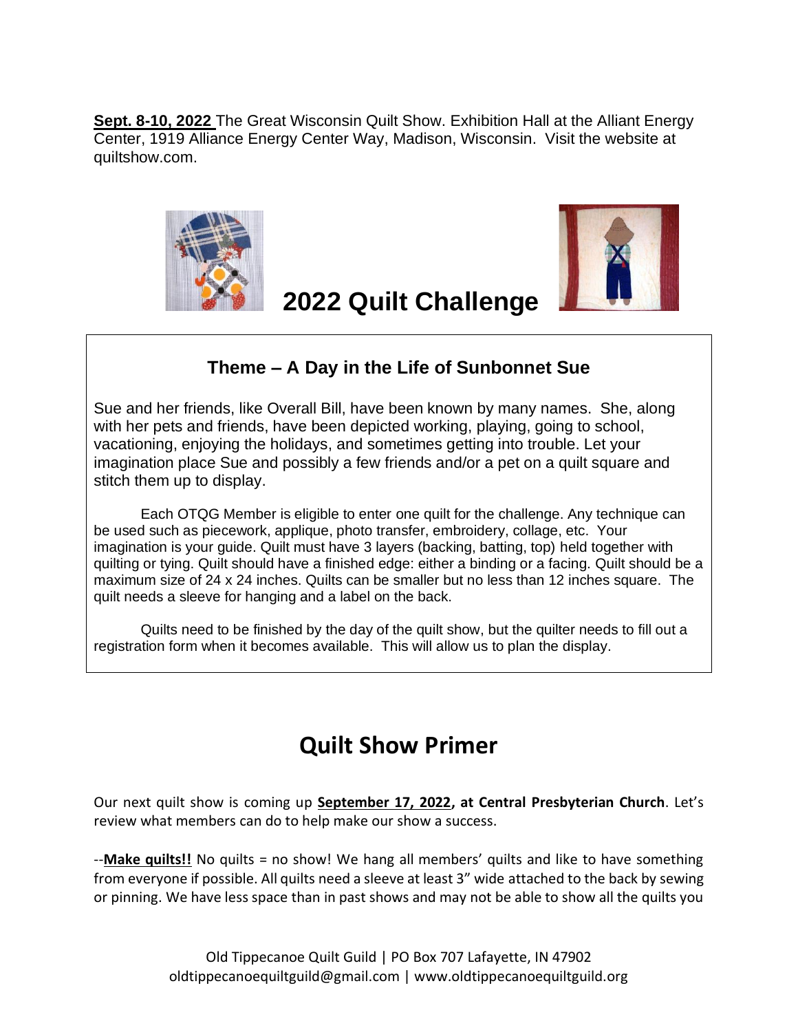**Sept. 8-10, 2022** The Great Wisconsin Quilt Show. Exhibition Hall at the Alliant Energy Center, 1919 Alliance Energy Center Way, Madison, Wisconsin. Visit the website at quiltshow.com.

# 2022 Quilt Challenge

### Theme – A Day in the Life of Sunbonnet Sue

Sue and her friends, like Overall Bill, have been known by many names. She, along with her pets and friends, have been depicted working, playing, going to school, vacationing, enjoying the holidays, and sometimes getting into trouble. Let your imagination place Sue and possibly a few friends and/or a pet on a quilt square and stitch them up to display.

Each OTQG Member is eligible to enter one quilt for the challenge. Any technique can be used such as piecework, applique, photo transfer, embroidery, collage, etc. Your imagination is your guide. Quilt must have 3 layers (backing, batting, top) held together with quilting or tying. Quilt should have a finished edge: either a binding or a facing. Quilt should be a maximum size of 24 x 24 inches. Quilts can be smaller but no less than 12 inches square. The quilt needs a sleeve for hanging and a label on the back.

Quilts need to be finished by the day of the quilt show, but the quilter needs to fill out a registration form when it becomes available. This will allow us to plan the display.

# Quilt Show Primer

Our next quilt show is coming up **September 17, 2022, at Central Presbyterian Church**. Let's review what members can do to help make our show a success.

--**Make quilts!!** No quilts = no show! We hang all members' quilts and like to have something from everyone if possible. All quilts need a sleeve at least 3" wide attached to the back by sewing or pinning. We have less space than in past shows and may not be able to show all the quilts you

Old Tippecanoe Quilt Guild | PO Box 707 Lafayette, IN 47902
oldtippecanoequiltguild@gmail.com | www.oldtippecanoequiltguild.org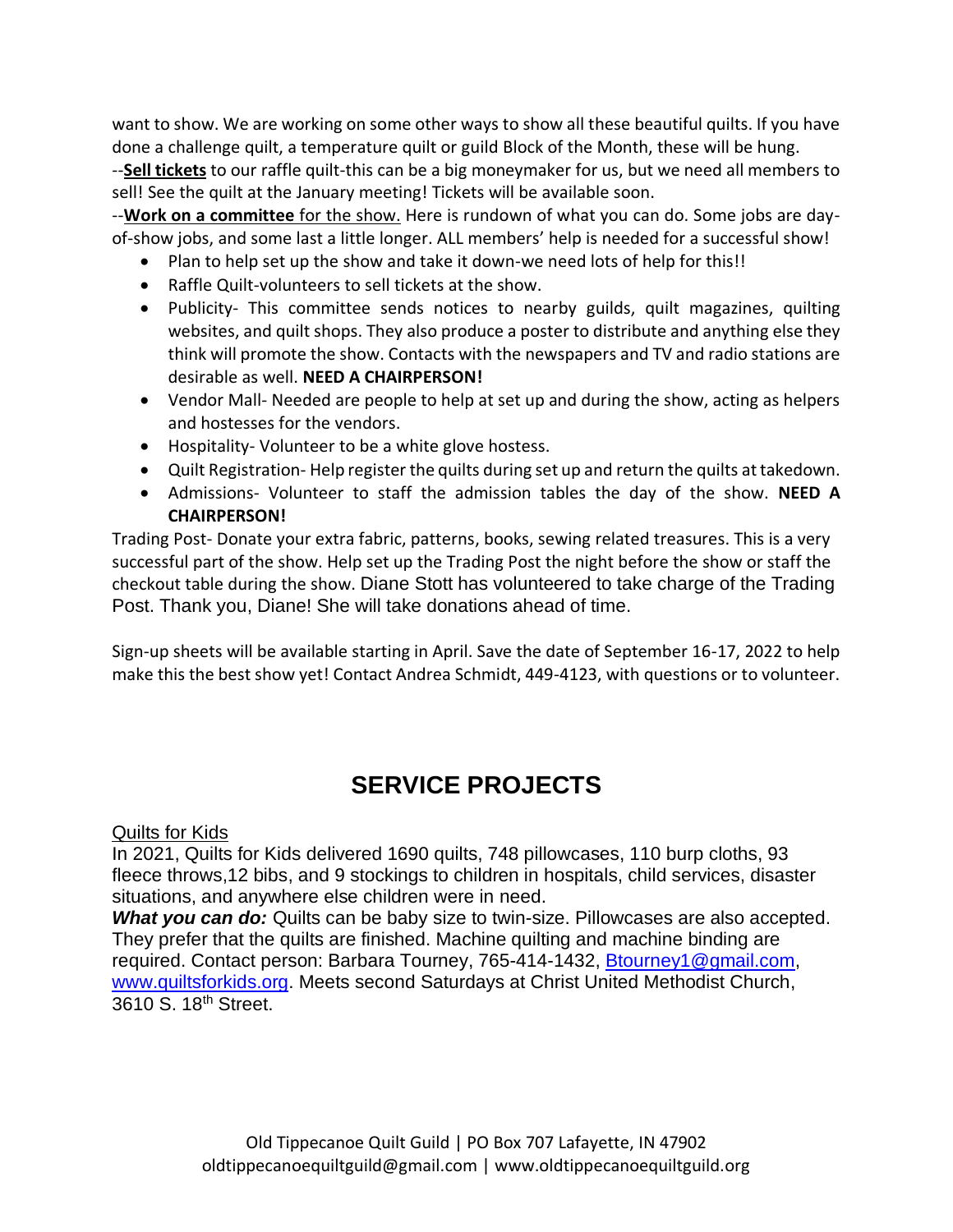want to show. We are working on some other ways to show all these beautiful quilts. If you have done a challenge quilt, a temperature quilt or guild Block of the Month, these will be hung.

--**Sell tickets** to our raffle quilt-this can be a big moneymaker for us, but we need all members to sell! See the quilt at the January meeting! Tickets will be available soon.

--**Work on a committee** for the show. Here is rundown of what you can do. Some jobs are day-of-show jobs, and some last a little longer. ALL members' help is needed for a successful show!

- Plan to help set up the show and take it down-we need lots of help for this!!
- Raffle Quilt-volunteers to sell tickets at the show.
- Publicity- This committee sends notices to nearby guilds, quilt magazines, quilting websites, and quilt shops. They also produce a poster to distribute and anything else they think will promote the show. Contacts with the newspapers and TV and radio stations are desirable as well. **NEED A CHAIRPERSON!**
- Vendor Mall- Needed are people to help at set up and during the show, acting as helpers and hostesses for the vendors.
- Hospitality- Volunteer to be a white glove hostess.
- Quilt Registration- Help register the quilts during set up and return the quilts at takedown.
- Admissions- Volunteer to staff the admission tables the day of the show. **NEED A CHAIRPERSON!**

Trading Post- Donate your extra fabric, patterns, books, sewing related treasures. This is a very successful part of the show. Help set up the Trading Post the night before the show or staff the checkout table during the show. Diane Stott has volunteered to take charge of the Trading Post. Thank you, Diane! She will take donations ahead of time.

Sign-up sheets will be available starting in April. Save the date of September 16-17, 2022 to help make this the best show yet! Contact Andrea Schmidt, 449-4123, with questions or to volunteer.

# SERVICE PROJECTS

Quilts for Kids

In 2021, Quilts for Kids delivered 1690 quilts, 748 pillowcases, 110 burp cloths, 93 fleece throws,12 bibs, and 9 stockings to children in hospitals, child services, disaster situations, and anywhere else children were in need.

***What you can do:*** Quilts can be baby size to twin-size. Pillowcases are also accepted. They prefer that the quilts are finished. Machine quilting and machine binding are required. Contact person: Barbara Tourney, 765-414-1432, Btourney1@gmail.com, www.quiltsforkids.org. Meets second Saturdays at Christ United Methodist Church, 3610 S. 18th Street.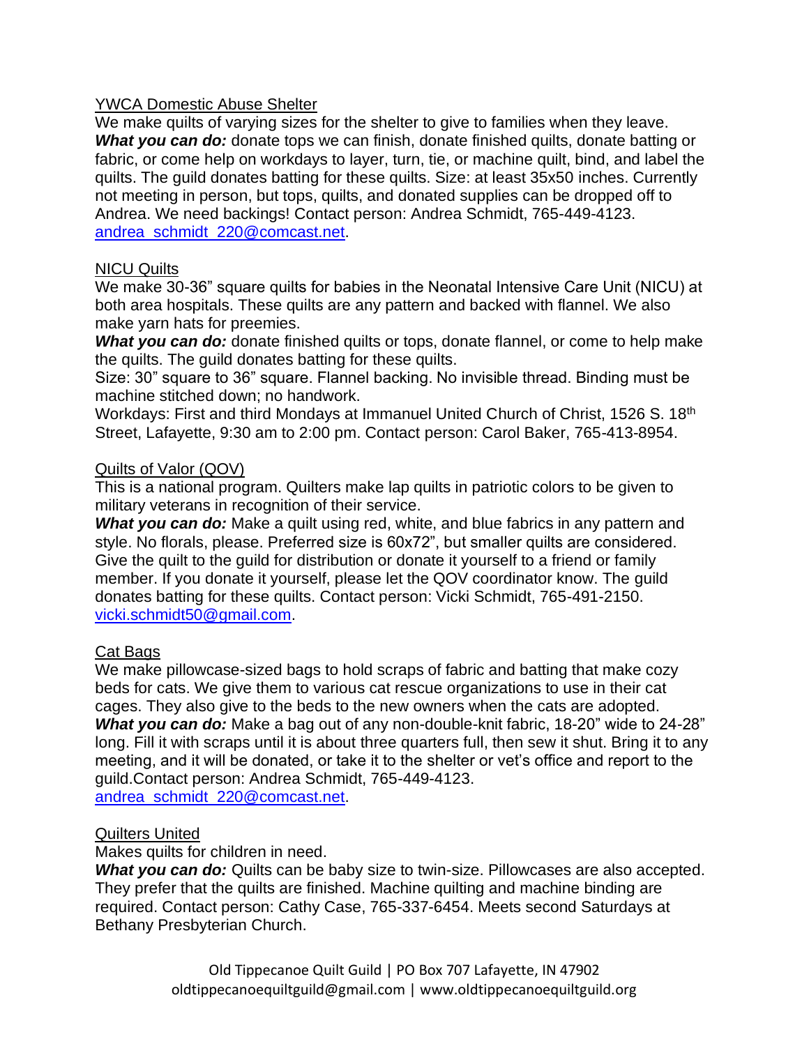YWCA Domestic Abuse Shelter

We make quilts of varying sizes for the shelter to give to families when they leave. ***What you can do:*** donate tops we can finish, donate finished quilts, donate batting or fabric, or come help on workdays to layer, turn, tie, or machine quilt, bind, and label the quilts. The guild donates batting for these quilts. Size: at least 35x50 inches. Currently not meeting in person, but tops, quilts, and donated supplies can be dropped off to Andrea. We need backings! Contact person: Andrea Schmidt, 765-449-4123. andrea_schmidt_220@comcast.net.

NICU Quilts

We make 30-36" square quilts for babies in the Neonatal Intensive Care Unit (NICU) at both area hospitals. These quilts are any pattern and backed with flannel. We also make yarn hats for preemies.

***What you can do:*** donate finished quilts or tops, donate flannel, or come to help make the quilts. The guild donates batting for these quilts.

Size: 30" square to 36" square. Flannel backing. No invisible thread. Binding must be machine stitched down; no handwork.

Workdays: First and third Mondays at Immanuel United Church of Christ, 1526 S. 18th Street, Lafayette, 9:30 am to 2:00 pm. Contact person: Carol Baker, 765-413-8954.

Quilts of Valor (QOV)

This is a national program. Quilters make lap quilts in patriotic colors to be given to military veterans in recognition of their service.

***What you can do:*** Make a quilt using red, white, and blue fabrics in any pattern and style. No florals, please. Preferred size is 60x72", but smaller quilts are considered. Give the quilt to the guild for distribution or donate it yourself to a friend or family member. If you donate it yourself, please let the QOV coordinator know. The guild donates batting for these quilts. Contact person: Vicki Schmidt, 765-491-2150. vicki.schmidt50@gmail.com.

Cat Bags

We make pillowcase-sized bags to hold scraps of fabric and batting that make cozy beds for cats. We give them to various cat rescue organizations to use in their cat cages. They also give to the beds to the new owners when the cats are adopted.

***What you can do:*** Make a bag out of any non-double-knit fabric, 18-20" wide to 24-28" long. Fill it with scraps until it is about three quarters full, then sew it shut. Bring it to any meeting, and it will be donated, or take it to the shelter or vet's office and report to the guild.Contact person: Andrea Schmidt, 765-449-4123. andrea_schmidt_220@comcast.net.

Quilters United

Makes quilts for children in need.

***What you can do:*** Quilts can be baby size to twin-size. Pillowcases are also accepted. They prefer that the quilts are finished. Machine quilting and machine binding are required. Contact person: Cathy Case, 765-337-6454. Meets second Saturdays at Bethany Presbyterian Church.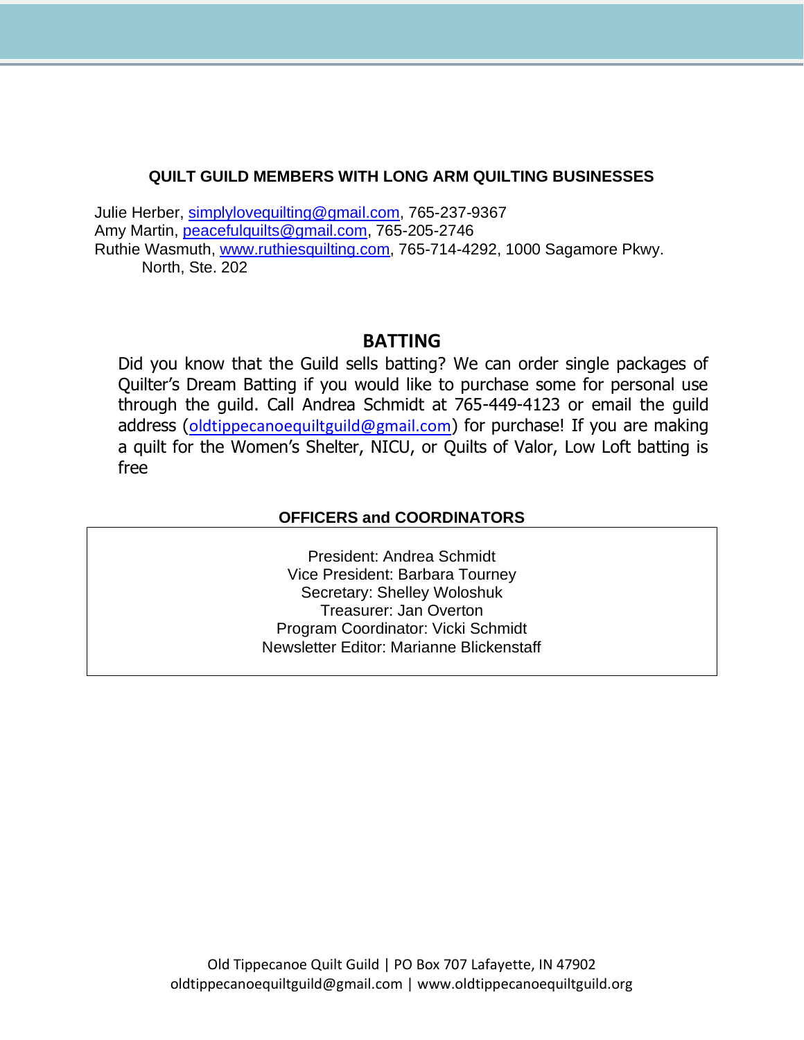## QUILT GUILD MEMBERS WITH LONG ARM QUILTING BUSINESSES

Julie Herber, simplylovequilting@gmail.com, 765-237-9367
Amy Martin, peacefulquilts@gmail.com, 765-205-2746
Ruthie Wasmuth, www.ruthiesquilting.com, 765-714-4292, 1000 Sagamore Pkwy. North, Ste. 202

## BATTING

Did you know that the Guild sells batting? We can order single packages of Quilter's Dream Batting if you would like to purchase some for personal use through the guild. Call Andrea Schmidt at 765-449-4123 or email the guild address (oldtippecanoequiltguild@gmail.com) for purchase! If you are making a quilt for the Women's Shelter, NICU, or Quilts of Valor, Low Loft batting is free

## OFFICERS and COORDINATORS

President: Andrea Schmidt
Vice President: Barbara Tourney
Secretary: Shelley Woloshuk
Treasurer: Jan Overton
Program Coordinator: Vicki Schmidt
Newsletter Editor: Marianne Blickenstaff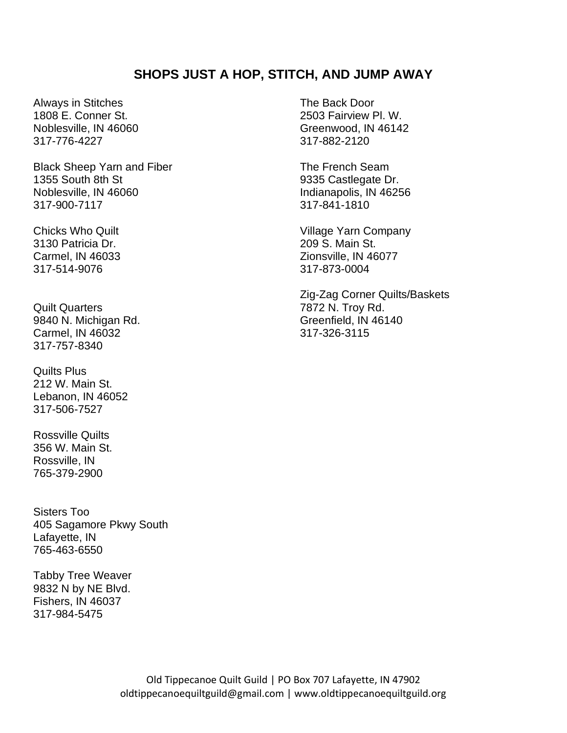## SHOPS JUST A HOP, STITCH, AND JUMP AWAY

Always in Stitches
1808 E. Conner St.
Noblesville, IN 46060
317-776-4227

Black Sheep Yarn and Fiber
1355 South 8th St
Noblesville, IN 46060
317-900-7117

Chicks Who Quilt
3130 Patricia Dr.
Carmel, IN 46033
317-514-9076

Quilt Quarters
9840 N. Michigan Rd.
Carmel, IN 46032
317-757-8340

Quilts Plus
212 W. Main St.
Lebanon, IN 46052
317-506-7527

Rossville Quilts
356 W. Main St.
Rossville, IN
765-379-2900

Sisters Too
405 Sagamore Pkwy South
Lafayette, IN
765-463-6550

Tabby Tree Weaver
9832 N by NE Blvd.
Fishers, IN 46037
317-984-5475

The Back Door
2503 Fairview Pl. W.
Greenwood, IN 46142
317-882-2120

The French Seam
9335 Castlegate Dr.
Indianapolis, IN 46256
317-841-1810

Village Yarn Company
209 S. Main St.
Zionsville, IN 46077
317-873-0004

Zig-Zag Corner Quilts/Baskets
7872 N. Troy Rd.
Greenfield, IN 46140
317-326-3115